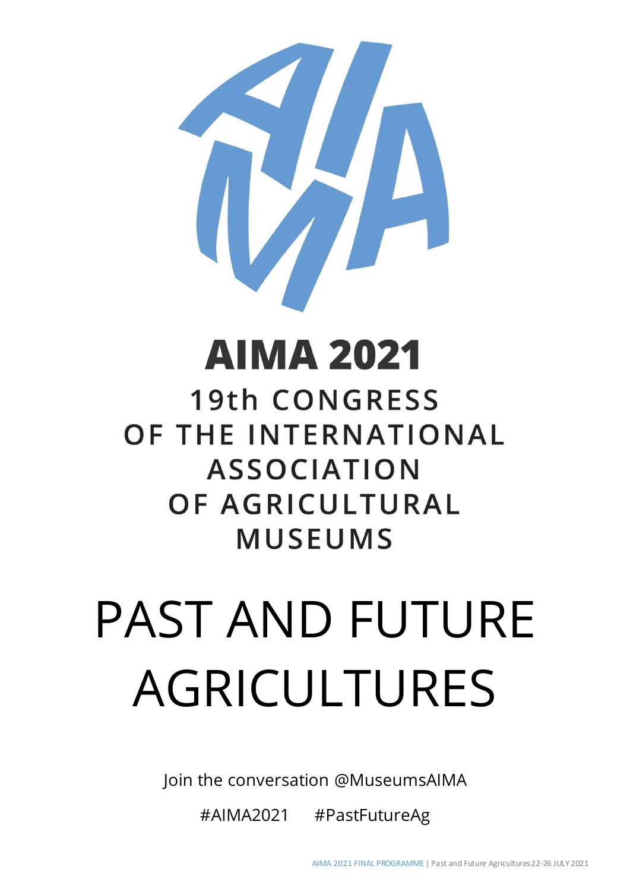# AIMA 2021

## 19th CONGRESS OF THE INTERNATIONAL ASSOCIATION OF AGRICULTURAL MUSEUMS

# PAST AND FUTURE AGRICULTURES

Join the conversation @MuseumsAIMA

#AIMA2021 #PastFutureAg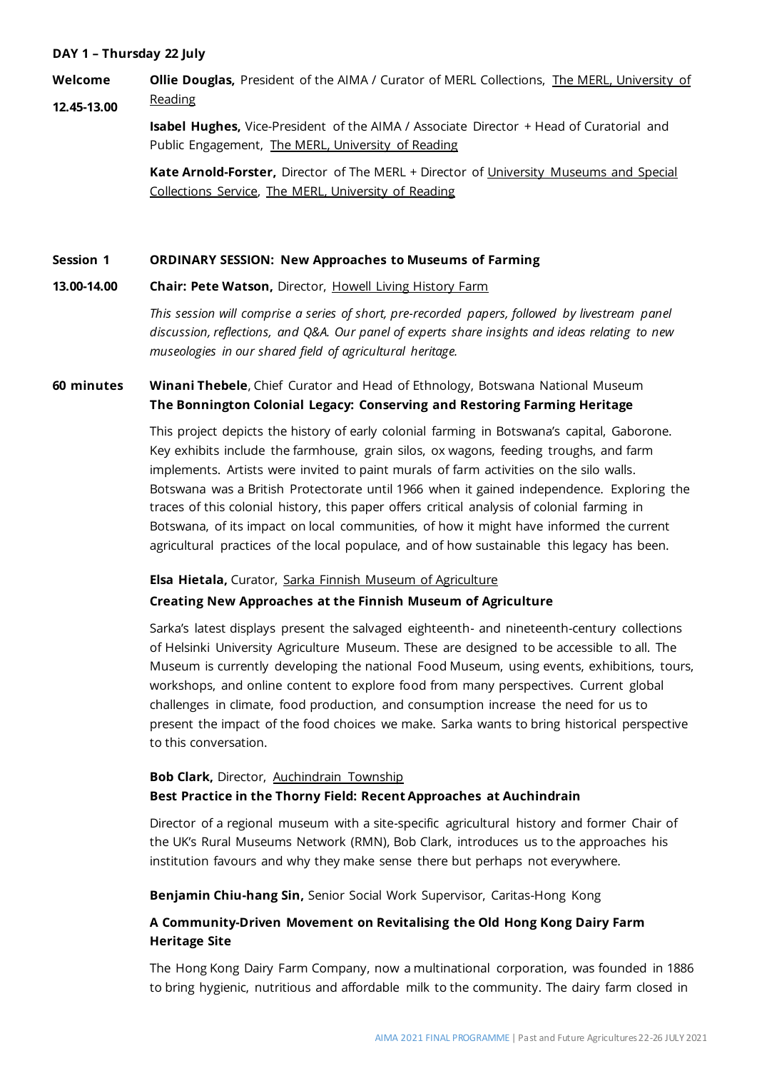**DAY 1 – Thursday 22 July**

**Welcome**
**12.45-13.00**

**Ollie Douglas,** President of the AIMA / Curator of MERL Collections, The MERL, University of Reading

**Isabel Hughes,** Vice-President of the AIMA / Associate Director + Head of Curatorial and Public Engagement, The MERL, University of Reading

**Kate Arnold-Forster,** Director of The MERL + Director of University Museums and Special Collections Service, The MERL, University of Reading

**Session 1** **ORDINARY SESSION: New Approaches to Museums of Farming**

**13.00-14.00** **Chair: Pete Watson,** Director, Howell Living History Farm

*This session will comprise a series of short, pre-recorded papers, followed by livestream panel discussion, reflections, and Q&A. Our panel of experts share insights and ideas relating to new museologies in our shared field of agricultural heritage.*

**60 minutes** **Winani Thebele**, Chief Curator and Head of Ethnology, Botswana National Museum
**The Bonnington Colonial Legacy: Conserving and Restoring Farming Heritage**

This project depicts the history of early colonial farming in Botswana's capital, Gaborone. Key exhibits include the farmhouse, grain silos, ox wagons, feeding troughs, and farm implements. Artists were invited to paint murals of farm activities on the silo walls. Botswana was a British Protectorate until 1966 when it gained independence. Exploring the traces of this colonial history, this paper offers critical analysis of colonial farming in Botswana, of its impact on local communities, of how it might have informed the current agricultural practices of the local populace, and of how sustainable this legacy has been.

**Elsa Hietala,** Curator, Sarka Finnish Museum of Agriculture
**Creating New Approaches at the Finnish Museum of Agriculture**

Sarka's latest displays present the salvaged eighteenth- and nineteenth-century collections of Helsinki University Agriculture Museum. These are designed to be accessible to all. The Museum is currently developing the national Food Museum, using events, exhibitions, tours, workshops, and online content to explore food from many perspectives. Current global challenges in climate, food production, and consumption increase the need for us to present the impact of the food choices we make. Sarka wants to bring historical perspective to this conversation.

**Bob Clark,** Director, Auchindrain Township
**Best Practice in the Thorny Field: Recent Approaches at Auchindrain**

Director of a regional museum with a site-specific agricultural history and former Chair of the UK's Rural Museums Network (RMN), Bob Clark, introduces us to the approaches his institution favours and why they make sense there but perhaps not everywhere.

**Benjamin Chiu-hang Sin,** Senior Social Work Supervisor, Caritas-Hong Kong

**A Community-Driven Movement on Revitalising the Old Hong Kong Dairy Farm Heritage Site**

The Hong Kong Dairy Farm Company, now a multinational corporation, was founded in 1886 to bring hygienic, nutritious and affordable milk to the community. The dairy farm closed in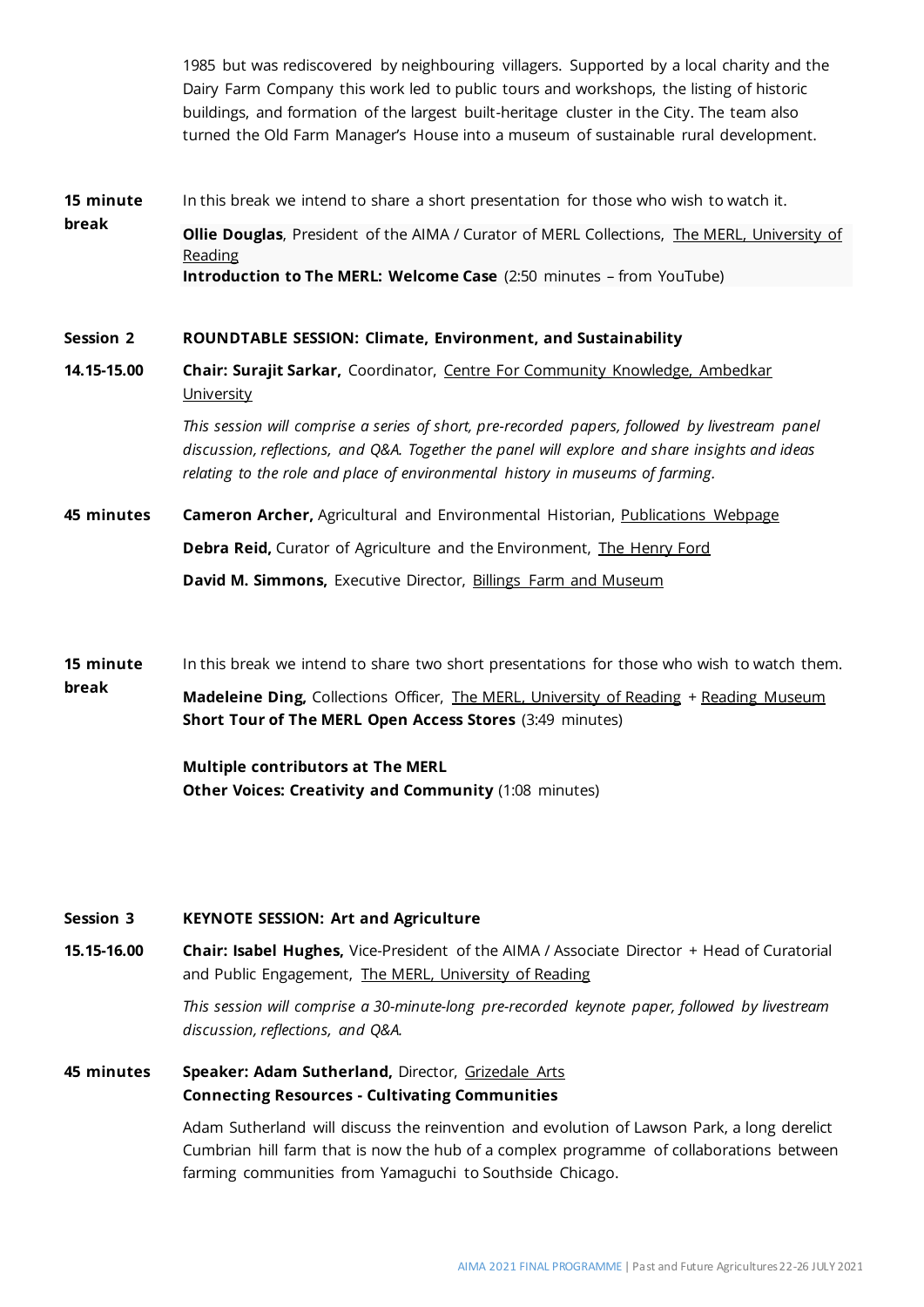1985 but was rediscovered by neighbouring villagers. Supported by a local charity and the Dairy Farm Company this work led to public tours and workshops, the listing of historic buildings, and formation of the largest built-heritage cluster in the City. The team also turned the Old Farm Manager's House into a museum of sustainable rural development.

**15 minute break**

In this break we intend to share a short presentation for those who wish to watch it.

**Ollie Douglas**, President of the AIMA / Curator of MERL Collections, The MERL, University of Reading
**Introduction to The MERL: Welcome Case** (2:50 minutes – from YouTube)

**Session 2** — **ROUNDTABLE SESSION: Climate, Environment, and Sustainability**

**14.15-15.00** — **Chair: Surajit Sarkar,** Coordinator, Centre For Community Knowledge, Ambedkar University

*This session will comprise a series of short, pre-recorded papers, followed by livestream panel discussion, reflections, and Q&A. Together the panel will explore and share insights and ideas relating to the role and place of environmental history in museums of farming.*

**45 minutes**

**Cameron Archer,** Agricultural and Environmental Historian, Publications Webpage

**Debra Reid,** Curator of Agriculture and the Environment, The Henry Ford

**David M. Simmons,** Executive Director, Billings Farm and Museum

**15 minute break**

In this break we intend to share two short presentations for those who wish to watch them.

**Madeleine Ding,** Collections Officer, The MERL, University of Reading + Reading Museum
**Short Tour of The MERL Open Access Stores** (3:49 minutes)

**Multiple contributors at The MERL**
**Other Voices: Creativity and Community** (1:08 minutes)

**Session 3** — **KEYNOTE SESSION: Art and Agriculture**

**15.15-16.00** — **Chair: Isabel Hughes,** Vice-President of the AIMA / Associate Director + Head of Curatorial and Public Engagement, The MERL, University of Reading

*This session will comprise a 30-minute-long pre-recorded keynote paper, followed by livestream discussion, reflections, and Q&A.*

**45 minutes**

**Speaker: Adam Sutherland,** Director, Grizedale Arts
**Connecting Resources - Cultivating Communities**

Adam Sutherland will discuss the reinvention and evolution of Lawson Park, a long derelict Cumbrian hill farm that is now the hub of a complex programme of collaborations between farming communities from Yamaguchi to Southside Chicago.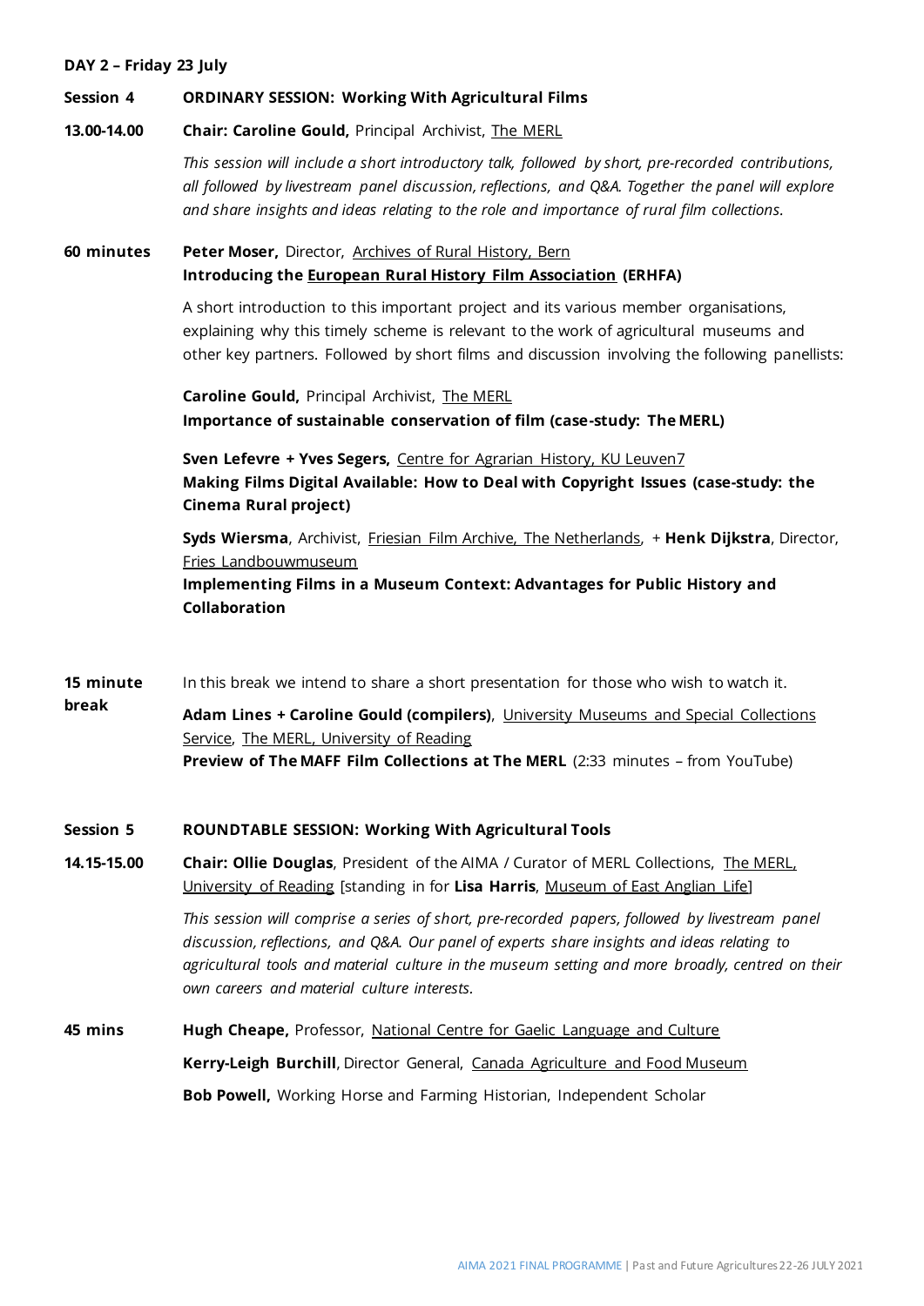**DAY 2 – Friday 23 July**

**Session 4** **ORDINARY SESSION: Working With Agricultural Films**

**13.00-14.00** **Chair: Caroline Gould,** Principal Archivist, The MERL

*This session will include a short introductory talk, followed by short, pre-recorded contributions, all followed by livestream panel discussion, reflections, and Q&A. Together the panel will explore and share insights and ideas relating to the role and importance of rural film collections.*

**60 minutes** **Peter Moser,** Director, Archives of Rural History, Bern
**Introducing the European Rural History Film Association (ERHFA)**

A short introduction to this important project and its various member organisations, explaining why this timely scheme is relevant to the work of agricultural museums and other key partners. Followed by short films and discussion involving the following panellists:

**Caroline Gould,** Principal Archivist, The MERL
**Importance of sustainable conservation of film (case-study: The MERL)**

**Sven Lefevre + Yves Segers,** Centre for Agrarian History, KU Leuven7
**Making Films Digital Available: How to Deal with Copyright Issues (case-study: the Cinema Rural project)**

**Syds Wiersma**, Archivist, Friesian Film Archive, The Netherlands, + **Henk Dijkstra**, Director, Fries Landbouwmuseum
**Implementing Films in a Museum Context: Advantages for Public History and Collaboration**

**15 minute break** In this break we intend to share a short presentation for those who wish to watch it.

**Adam Lines + Caroline Gould (compilers)**, University Museums and Special Collections Service, The MERL, University of Reading
**Preview of The MAFF Film Collections at The MERL** (2:33 minutes – from YouTube)

**Session 5** **ROUNDTABLE SESSION: Working With Agricultural Tools**

**14.15-15.00** **Chair: Ollie Douglas**, President of the AIMA / Curator of MERL Collections, The MERL, University of Reading [standing in for **Lisa Harris**, Museum of East Anglian Life]

*This session will comprise a series of short, pre-recorded papers, followed by livestream panel discussion, reflections, and Q&A. Our panel of experts share insights and ideas relating to agricultural tools and material culture in the museum setting and more broadly, centred on their own careers and material culture interests.*

**45 mins** **Hugh Cheape,** Professor, National Centre for Gaelic Language and Culture

**Kerry-Leigh Burchill**, Director General, Canada Agriculture and Food Museum

**Bob Powell,** Working Horse and Farming Historian, Independent Scholar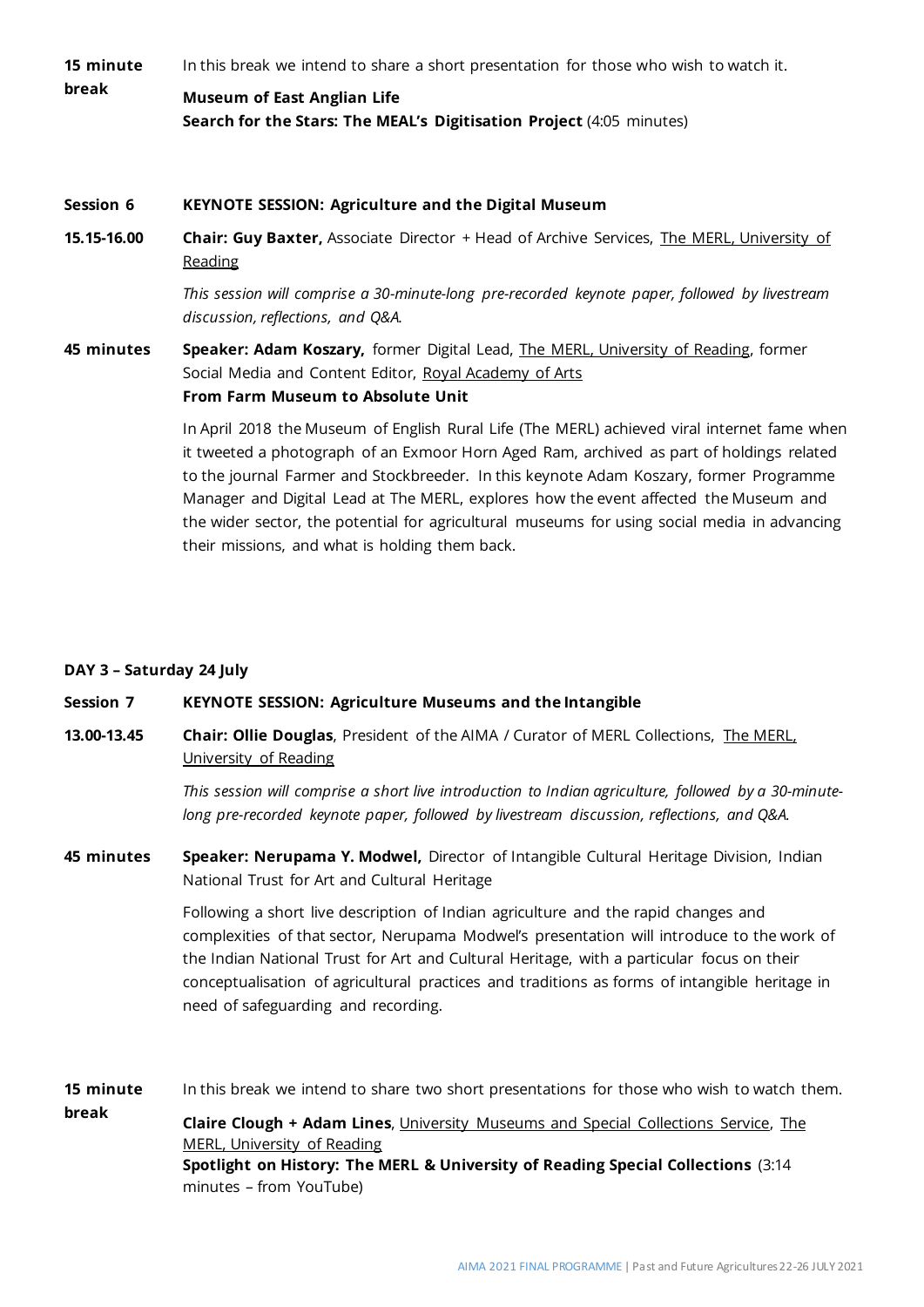**15 minute break**

In this break we intend to share a short presentation for those who wish to watch it.

**Museum of East Anglian Life**
**Search for the Stars: The MEAL's Digitisation Project** (4:05 minutes)

**Session 6** **KEYNOTE SESSION: Agriculture and the Digital Museum**

**15.15-16.00**

**Chair: Guy Baxter,** Associate Director + Head of Archive Services, The MERL, University of Reading

*This session will comprise a 30-minute-long pre-recorded keynote paper, followed by livestream discussion, reflections, and Q&A.*

**45 minutes**

**Speaker: Adam Koszary,** former Digital Lead, The MERL, University of Reading, former Social Media and Content Editor, Royal Academy of Arts
**From Farm Museum to Absolute Unit**

In April 2018 the Museum of English Rural Life (The MERL) achieved viral internet fame when it tweeted a photograph of an Exmoor Horn Aged Ram, archived as part of holdings related to the journal Farmer and Stockbreeder. In this keynote Adam Koszary, former Programme Manager and Digital Lead at The MERL, explores how the event affected the Museum and the wider sector, the potential for agricultural museums for using social media in advancing their missions, and what is holding them back.

## DAY 3 – Saturday 24 July

**Session 7** **KEYNOTE SESSION: Agriculture Museums and the Intangible**

**13.00-13.45**

**Chair: Ollie Douglas**, President of the AIMA / Curator of MERL Collections, The MERL, University of Reading

*This session will comprise a short live introduction to Indian agriculture, followed by a 30-minute-long pre-recorded keynote paper, followed by livestream discussion, reflections, and Q&A.*

**45 minutes**

**Speaker: Nerupama Y. Modwel,** Director of Intangible Cultural Heritage Division, Indian National Trust for Art and Cultural Heritage

Following a short live description of Indian agriculture and the rapid changes and complexities of that sector, Nerupama Modwel's presentation will introduce to the work of the Indian National Trust for Art and Cultural Heritage, with a particular focus on their conceptualisation of agricultural practices and traditions as forms of intangible heritage in need of safeguarding and recording.

**15 minute break**

In this break we intend to share two short presentations for those who wish to watch them.

**Claire Clough + Adam Lines**, University Museums and Special Collections Service, The MERL, University of Reading
**Spotlight on History: The MERL & University of Reading Special Collections** (3:14 minutes – from YouTube)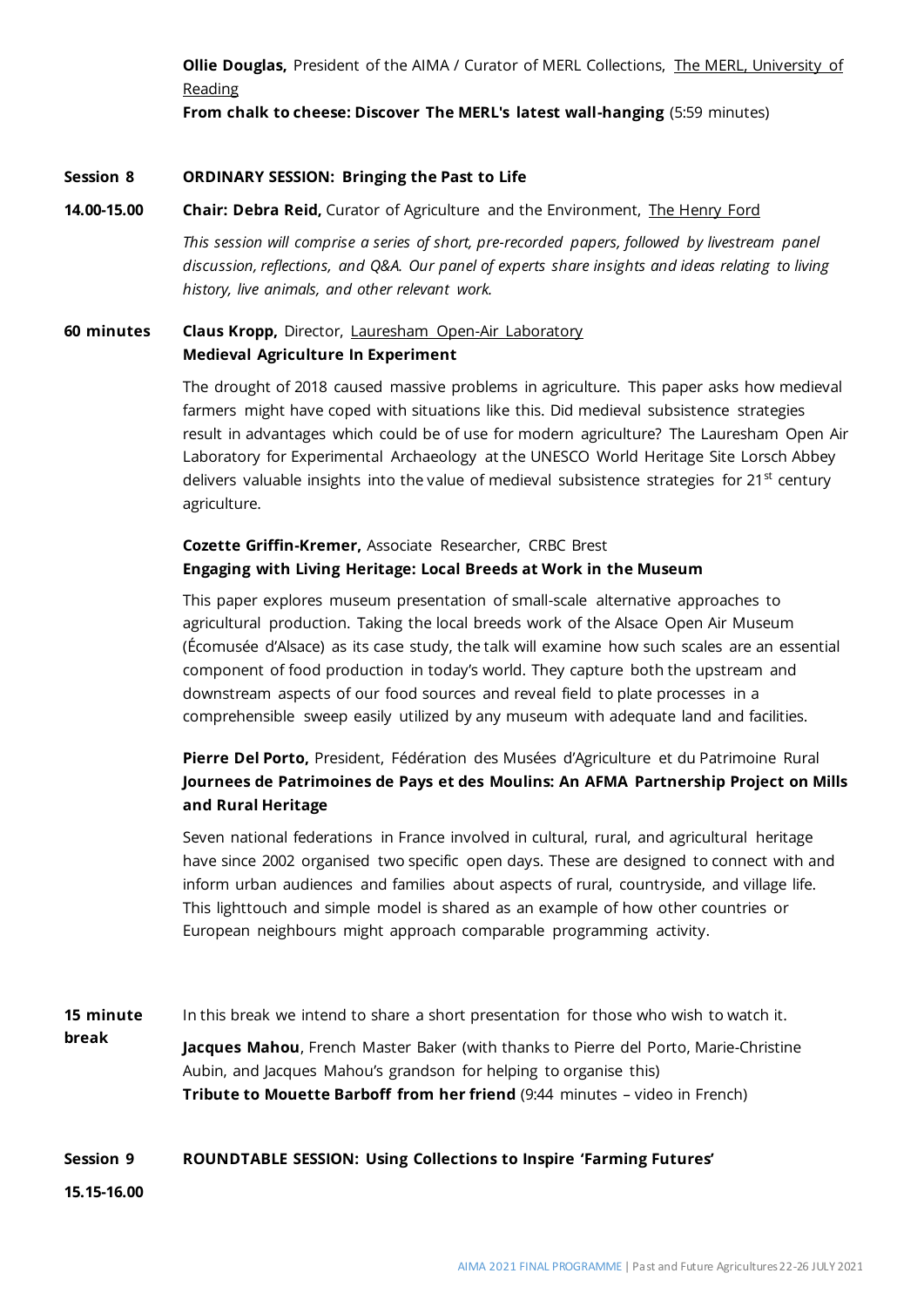**Ollie Douglas,** President of the AIMA / Curator of MERL Collections, The MERL, University of Reading
**From chalk to cheese: Discover The MERL's latest wall-hanging** (5:59 minutes)

**Session 8** **ORDINARY SESSION: Bringing the Past to Life**

**14.00-15.00** **Chair: Debra Reid,** Curator of Agriculture and the Environment, The Henry Ford

*This session will comprise a series of short, pre-recorded papers, followed by livestream panel discussion, reflections, and Q&A. Our panel of experts share insights and ideas relating to living history, live animals, and other relevant work.*

**60 minutes** **Claus Kropp,** Director, Lauresham Open-Air Laboratory
**Medieval Agriculture In Experiment**

The drought of 2018 caused massive problems in agriculture. This paper asks how medieval farmers might have coped with situations like this. Did medieval subsistence strategies result in advantages which could be of use for modern agriculture? The Lauresham Open Air Laboratory for Experimental Archaeology at the UNESCO World Heritage Site Lorsch Abbey delivers valuable insights into the value of medieval subsistence strategies for 21st century agriculture.

**Cozette Griffin-Kremer,** Associate Researcher, CRBC Brest
**Engaging with Living Heritage: Local Breeds at Work in the Museum**

This paper explores museum presentation of small-scale alternative approaches to agricultural production. Taking the local breeds work of the Alsace Open Air Museum (Écomusée d'Alsace) as its case study, the talk will examine how such scales are an essential component of food production in today's world. They capture both the upstream and downstream aspects of our food sources and reveal field to plate processes in a comprehensible sweep easily utilized by any museum with adequate land and facilities.

**Pierre Del Porto,** President, Fédération des Musées d'Agriculture et du Patrimoine Rural
**Journees de Patrimoines de Pays et des Moulins: An AFMA Partnership Project on Mills and Rural Heritage**

Seven national federations in France involved in cultural, rural, and agricultural heritage have since 2002 organised two specific open days. These are designed to connect with and inform urban audiences and families about aspects of rural, countryside, and village life. This lighttouch and simple model is shared as an example of how other countries or European neighbours might approach comparable programming activity.

**15 minute break** In this break we intend to share a short presentation for those who wish to watch it.

**Jacques Mahou**, French Master Baker (with thanks to Pierre del Porto, Marie-Christine Aubin, and Jacques Mahou's grandson for helping to organise this)
**Tribute to Mouette Barboff from her friend** (9:44 minutes – video in French)

**Session 9** **ROUNDTABLE SESSION: Using Collections to Inspire 'Farming Futures'**

**15.15-16.00**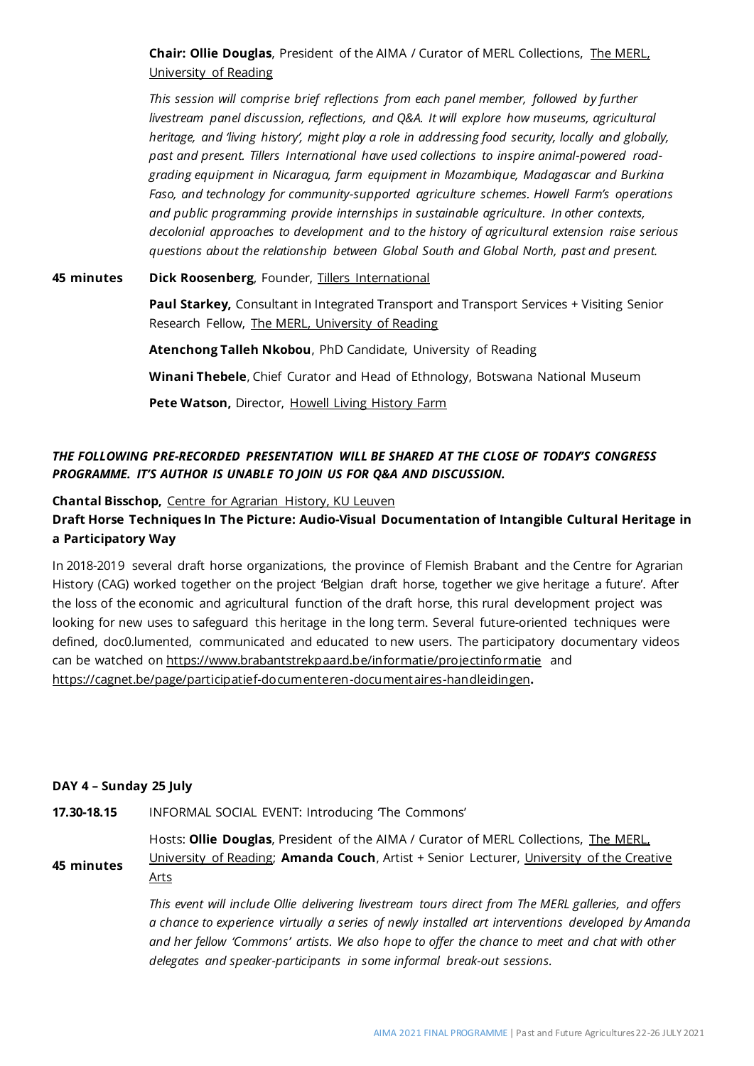**Chair: Ollie Douglas**, President of the AIMA / Curator of MERL Collections, The MERL, University of Reading

*This session will comprise brief reflections from each panel member, followed by further livestream panel discussion, reflections, and Q&A. It will explore how museums, agricultural heritage, and 'living history', might play a role in addressing food security, locally and globally, past and present. Tillers International have used collections to inspire animal-powered road-grading equipment in Nicaragua, farm equipment in Mozambique, Madagascar and Burkina Faso, and technology for community-supported agriculture schemes. Howell Farm's operations and public programming provide internships in sustainable agriculture. In other contexts, decolonial approaches to development and to the history of agricultural extension raise serious questions about the relationship between Global South and Global North, past and present.*

**45 minutes**

**Dick Roosenberg**, Founder, Tillers International

**Paul Starkey,** Consultant in Integrated Transport and Transport Services + Visiting Senior Research Fellow, The MERL, University of Reading

**Atenchong Talleh Nkobou**, PhD Candidate, University of Reading

**Winani Thebele**, Chief Curator and Head of Ethnology, Botswana National Museum

**Pete Watson,** Director, Howell Living History Farm

***THE FOLLOWING PRE-RECORDED PRESENTATION WILL BE SHARED AT THE CLOSE OF TODAY'S CONGRESS PROGRAMME. IT'S AUTHOR IS UNABLE TO JOIN US FOR Q&A AND DISCUSSION.***

**Chantal Bisschop,** Centre for Agrarian History, KU Leuven

**Draft Horse Techniques In The Picture: Audio-Visual Documentation of Intangible Cultural Heritage in a Participatory Way**

In 2018-2019 several draft horse organizations, the province of Flemish Brabant and the Centre for Agrarian History (CAG) worked together on the project 'Belgian draft horse, together we give heritage a future'. After the loss of the economic and agricultural function of the draft horse, this rural development project was looking for new uses to safeguard this heritage in the long term. Several future-oriented techniques were defined, doc0.lumented, communicated and educated to new users. The participatory documentary videos can be watched on https://www.brabantstrekpaard.be/informatie/projectinformatie and https://cagnet.be/page/participatief-documenteren-documentaires-handleidingen**.**

**DAY 4 – Sunday 25 July**

**17.30-18.15** INFORMAL SOCIAL EVENT: Introducing 'The Commons'

**45 minutes**

Hosts: **Ollie Douglas**, President of the AIMA / Curator of MERL Collections, The MERL, University of Reading; **Amanda Couch**, Artist + Senior Lecturer, University of the Creative Arts

*This event will include Ollie delivering livestream tours direct from The MERL galleries, and offers a chance to experience virtually a series of newly installed art interventions developed by Amanda and her fellow 'Commons' artists. We also hope to offer the chance to meet and chat with other delegates and speaker-participants in some informal break-out sessions.*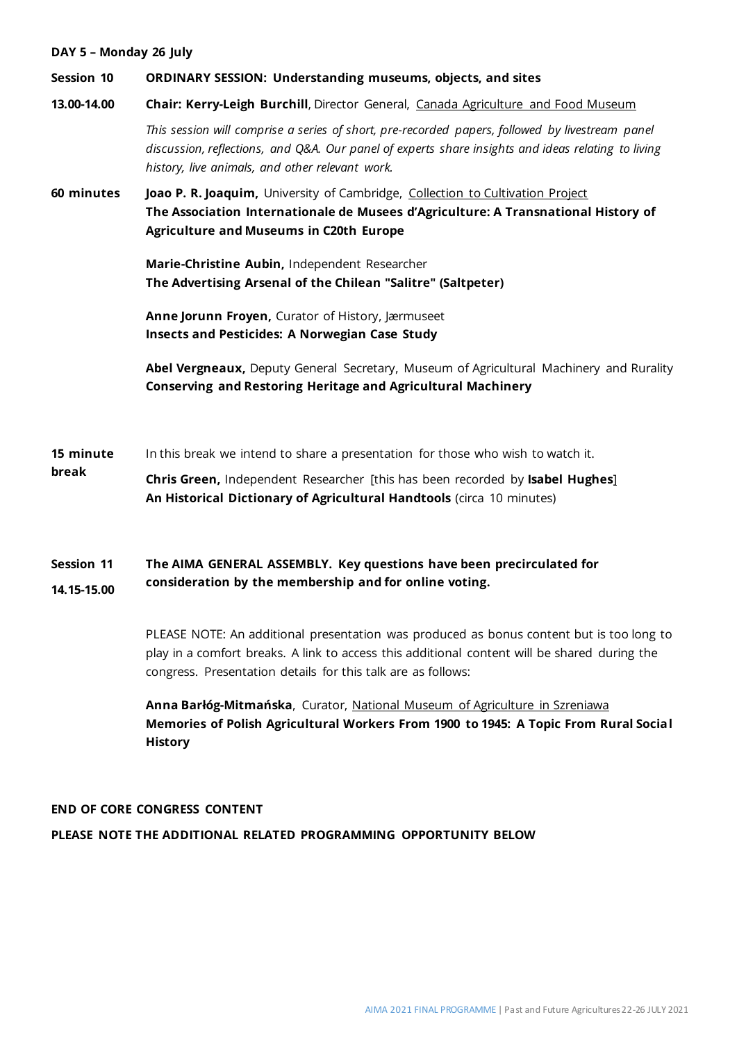**DAY 5 – Monday 26 July**

**Session 10** — **ORDINARY SESSION: Understanding museums, objects, and sites**

**13.00-14.00** — **Chair: Kerry-Leigh Burchill**, Director General, Canada Agriculture and Food Museum

*This session will comprise a series of short, pre-recorded papers, followed by livestream panel discussion, reflections, and Q&A. Our panel of experts share insights and ideas relating to living history, live animals, and other relevant work.*

**60 minutes**

**Joao P. R. Joaquim,** University of Cambridge, Collection to Cultivation Project
**The Association Internationale de Musees d'Agriculture: A Transnational History of Agriculture and Museums in C20th Europe**

**Marie-Christine Aubin,** Independent Researcher
**The Advertising Arsenal of the Chilean "Salitre" (Saltpeter)**

**Anne Jorunn Froyen,** Curator of History, Jærmuseet
**Insects and Pesticides: A Norwegian Case Study**

**Abel Vergneaux,** Deputy General Secretary, Museum of Agricultural Machinery and Rurality
**Conserving and Restoring Heritage and Agricultural Machinery**

**15 minute break**

In this break we intend to share a presentation for those who wish to watch it.

**Chris Green,** Independent Researcher [this has been recorded by **Isabel Hughes**]
**An Historical Dictionary of Agricultural Handtools** (circa 10 minutes)

**Session 11**

**14.15-15.00**

**The AIMA GENERAL ASSEMBLY. Key questions have been precirculated for consideration by the membership and for online voting.**

PLEASE NOTE: An additional presentation was produced as bonus content but is too long to play in a comfort breaks. A link to access this additional content will be shared during the congress. Presentation details for this talk are as follows:

**Anna Barłóg-Mitmańska**, Curator, National Museum of Agriculture in Szreniawa
**Memories of Polish Agricultural Workers From 1900 to 1945: A Topic From Rural Social History**

**END OF CORE CONGRESS CONTENT**

**PLEASE NOTE THE ADDITIONAL RELATED PROGRAMMING OPPORTUNITY BELOW**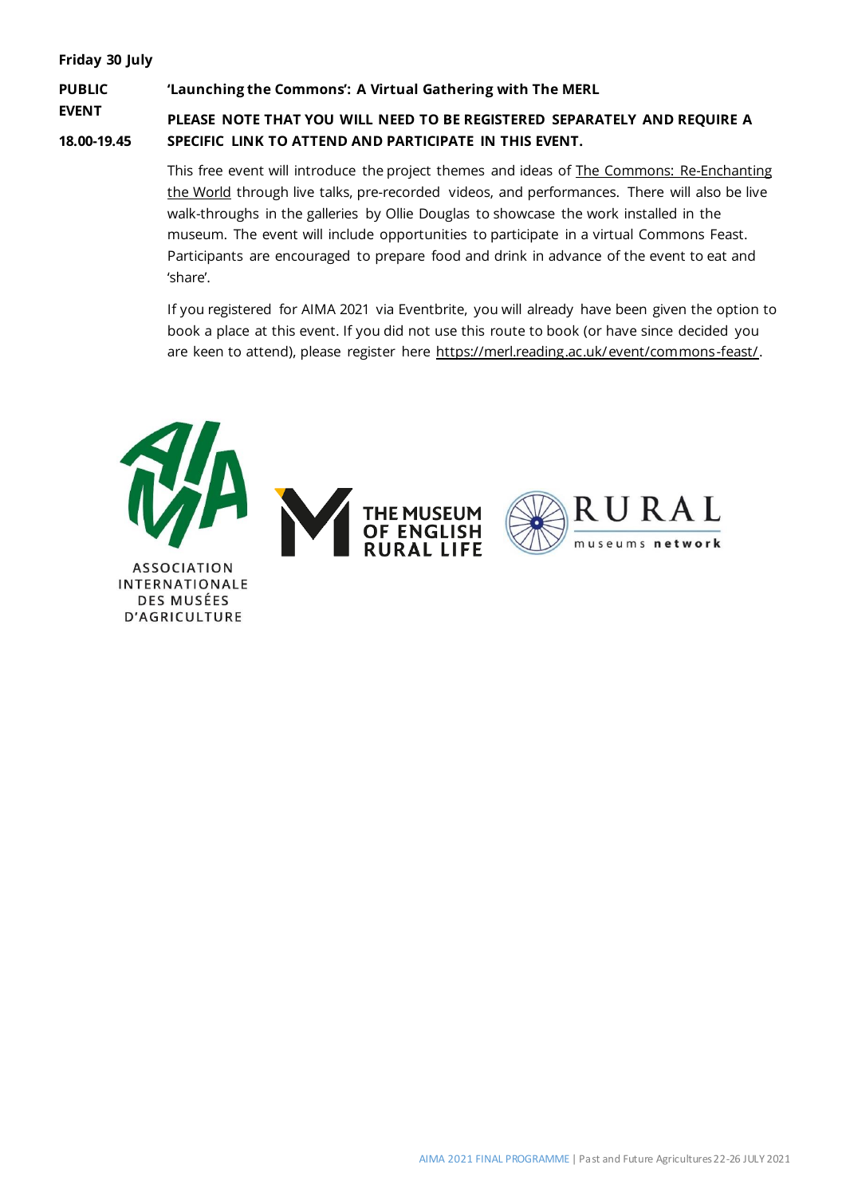**Friday 30 July**

**PUBLIC EVENT**

**18.00-19.45**

**'Launching the Commons': A Virtual Gathering with The MERL**

**PLEASE NOTE THAT YOU WILL NEED TO BE REGISTERED SEPARATELY AND REQUIRE A SPECIFIC LINK TO ATTEND AND PARTICIPATE IN THIS EVENT.**

This free event will introduce the project themes and ideas of The Commons: Re-Enchanting the World through live talks, pre-recorded videos, and performances. There will also be live walk-throughs in the galleries by Ollie Douglas to showcase the work installed in the museum. The event will include opportunities to participate in a virtual Commons Feast. Participants are encouraged to prepare food and drink in advance of the event to eat and 'share'.

If you registered for AIMA 2021 via Eventbrite, you will already have been given the option to book a place at this event. If you did not use this route to book (or have since decided you are keen to attend), please register here https://merl.reading.ac.uk/event/commons-feast/.

ASSOCIATION INTERNATIONALE DES MUSÉES D'AGRICULTURE

THE MUSEUM OF ENGLISH RURAL LIFE

RURAL museums network